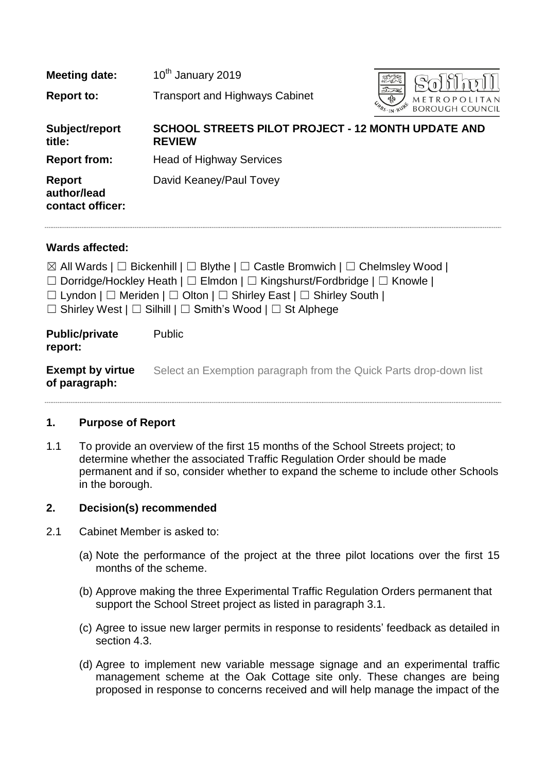| | |
|---|---|
| **Meeting date:** | 10th January 2019 |
| **Report to:** | Transport and Highways Cabinet |
| **Subject/report title:** | **SCHOOL STREETS PILOT PROJECT - 12 MONTH UPDATE AND REVIEW** |
| **Report from:** | Head of Highway Services |
| **Report author/lead contact officer:** | David Keaney/Paul Tovey |

**Wards affected:**

☒ All Wards | ☐ Bickenhill | ☐ Blythe | ☐ Castle Bromwich | ☐ Chelmsley Wood |
☐ Dorridge/Hockley Heath | ☐ Elmdon | ☐ Kingshurst/Fordbridge | ☐ Knowle |
☐ Lyndon | ☐ Meriden | ☐ Olton | ☐ Shirley East | ☐ Shirley South |
☐ Shirley West | ☐ Silhill | ☐ Smith's Wood | ☐ St Alphege

| | |
|---|---|
| **Public/private report:** | Public |
| **Exempt by virtue of paragraph:** | Select an Exemption paragraph from the Quick Parts drop-down list |

## 1. Purpose of Report

1.1 To provide an overview of the first 15 months of the School Streets project; to determine whether the associated Traffic Regulation Order should be made permanent and if so, consider whether to expand the scheme to include other Schools in the borough.

## 2. Decision(s) recommended

2.1 Cabinet Member is asked to:

(a) Note the performance of the project at the three pilot locations over the first 15 months of the scheme.

(b) Approve making the three Experimental Traffic Regulation Orders permanent that support the School Street project as listed in paragraph 3.1.

(c) Agree to issue new larger permits in response to residents' feedback as detailed in section 4.3.

(d) Agree to implement new variable message signage and an experimental traffic management scheme at the Oak Cottage site only. These changes are being proposed in response to concerns received and will help manage the impact of the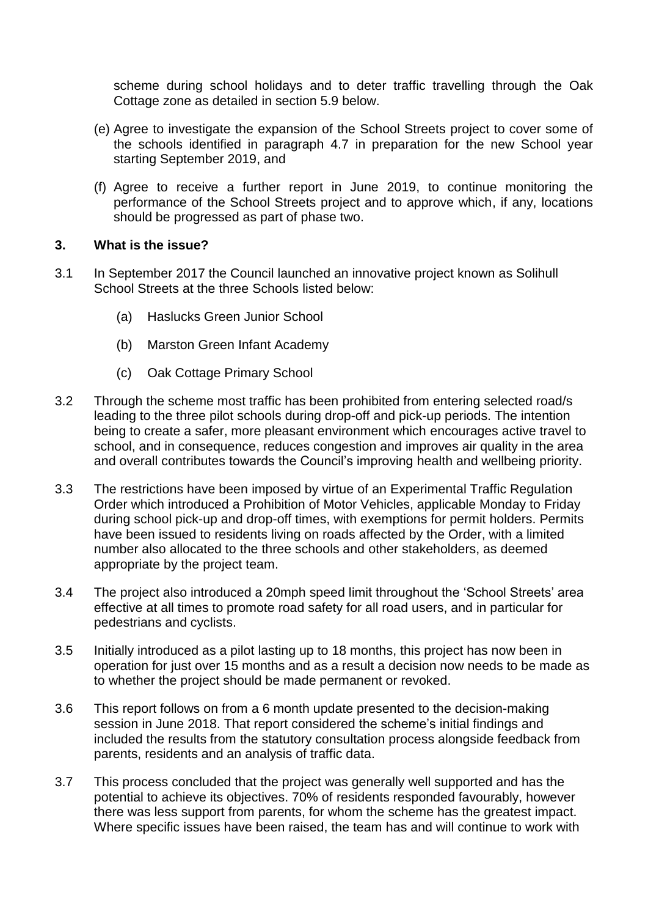scheme during school holidays and to deter traffic travelling through the Oak Cottage zone as detailed in section 5.9 below.

(e) Agree to investigate the expansion of the School Streets project to cover some of the schools identified in paragraph 4.7 in preparation for the new School year starting September 2019, and

(f) Agree to receive a further report in June 2019, to continue monitoring the performance of the School Streets project and to approve which, if any, locations should be progressed as part of phase two.

## 3. What is the issue?

3.1 In September 2017 the Council launched an innovative project known as Solihull School Streets at the three Schools listed below:

- (a) Haslucks Green Junior School
- (b) Marston Green Infant Academy
- (c) Oak Cottage Primary School

3.2 Through the scheme most traffic has been prohibited from entering selected road/s leading to the three pilot schools during drop-off and pick-up periods. The intention being to create a safer, more pleasant environment which encourages active travel to school, and in consequence, reduces congestion and improves air quality in the area and overall contributes towards the Council's improving health and wellbeing priority.

3.3 The restrictions have been imposed by virtue of an Experimental Traffic Regulation Order which introduced a Prohibition of Motor Vehicles, applicable Monday to Friday during school pick-up and drop-off times, with exemptions for permit holders. Permits have been issued to residents living on roads affected by the Order, with a limited number also allocated to the three schools and other stakeholders, as deemed appropriate by the project team.

3.4 The project also introduced a 20mph speed limit throughout the 'School Streets' area effective at all times to promote road safety for all road users, and in particular for pedestrians and cyclists.

3.5 Initially introduced as a pilot lasting up to 18 months, this project has now been in operation for just over 15 months and as a result a decision now needs to be made as to whether the project should be made permanent or revoked.

3.6 This report follows on from a 6 month update presented to the decision-making session in June 2018. That report considered the scheme's initial findings and included the results from the statutory consultation process alongside feedback from parents, residents and an analysis of traffic data.

3.7 This process concluded that the project was generally well supported and has the potential to achieve its objectives. 70% of residents responded favourably, however there was less support from parents, for whom the scheme has the greatest impact. Where specific issues have been raised, the team has and will continue to work with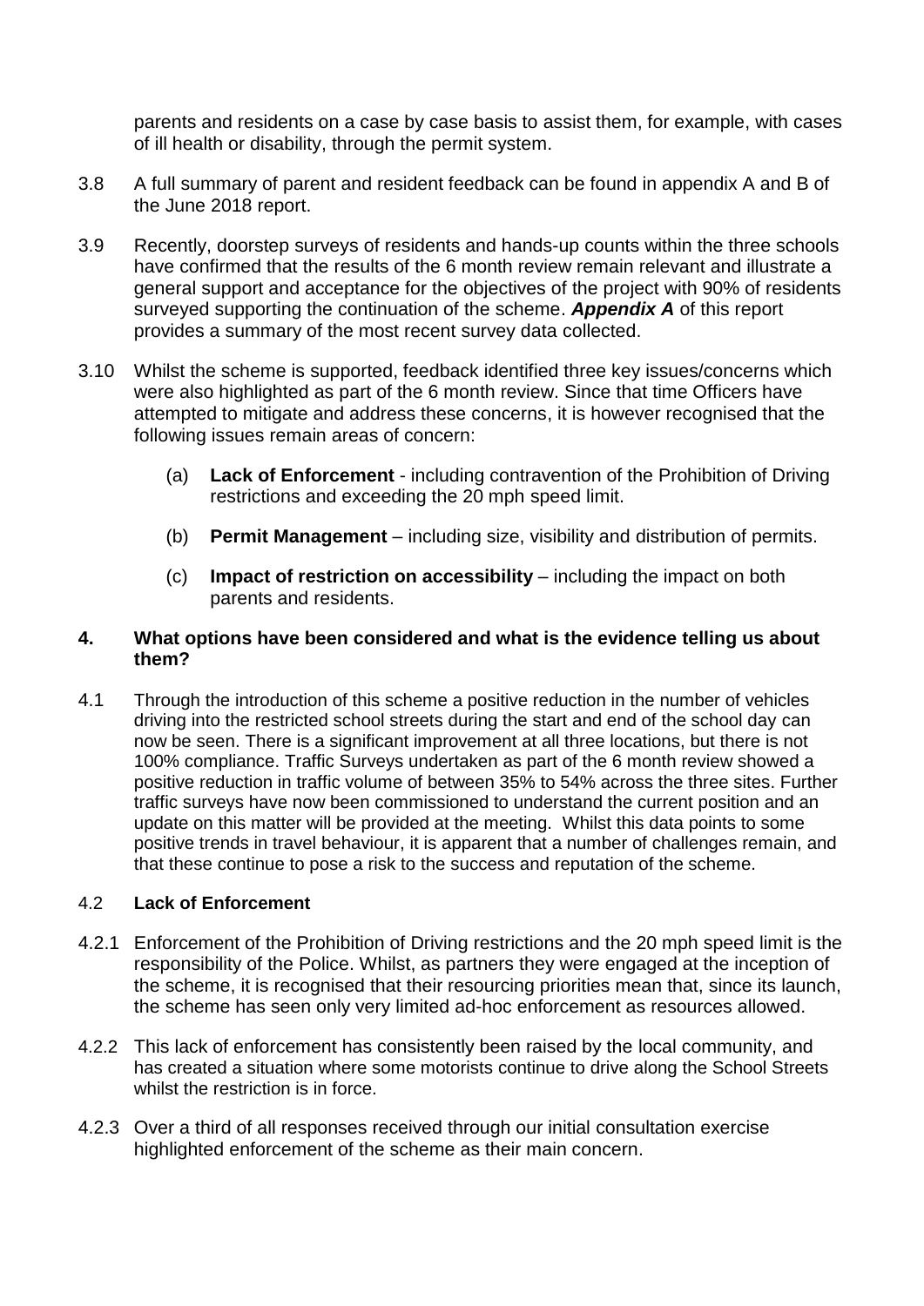parents and residents on a case by case basis to assist them, for example, with cases of ill health or disability, through the permit system.

3.8 A full summary of parent and resident feedback can be found in appendix A and B of the June 2018 report.

3.9 Recently, doorstep surveys of residents and hands-up counts within the three schools have confirmed that the results of the 6 month review remain relevant and illustrate a general support and acceptance for the objectives of the project with 90% of residents surveyed supporting the continuation of the scheme. ***Appendix A*** of this report provides a summary of the most recent survey data collected.

3.10 Whilst the scheme is supported, feedback identified three key issues/concerns which were also highlighted as part of the 6 month review. Since that time Officers have attempted to mitigate and address these concerns, it is however recognised that the following issues remain areas of concern:

(a) **Lack of Enforcement** - including contravention of the Prohibition of Driving restrictions and exceeding the 20 mph speed limit.

(b) **Permit Management** – including size, visibility and distribution of permits.

(c) **Impact of restriction on accessibility** – including the impact on both parents and residents.

## 4. What options have been considered and what is the evidence telling us about them?

4.1 Through the introduction of this scheme a positive reduction in the number of vehicles driving into the restricted school streets during the start and end of the school day can now be seen. There is a significant improvement at all three locations, but there is not 100% compliance. Traffic Surveys undertaken as part of the 6 month review showed a positive reduction in traffic volume of between 35% to 54% across the three sites. Further traffic surveys have now been commissioned to understand the current position and an update on this matter will be provided at the meeting. Whilst this data points to some positive trends in travel behaviour, it is apparent that a number of challenges remain, and that these continue to pose a risk to the success and reputation of the scheme.

### 4.2 Lack of Enforcement

4.2.1 Enforcement of the Prohibition of Driving restrictions and the 20 mph speed limit is the responsibility of the Police. Whilst, as partners they were engaged at the inception of the scheme, it is recognised that their resourcing priorities mean that, since its launch, the scheme has seen only very limited ad-hoc enforcement as resources allowed.

4.2.2 This lack of enforcement has consistently been raised by the local community, and has created a situation where some motorists continue to drive along the School Streets whilst the restriction is in force.

4.2.3 Over a third of all responses received through our initial consultation exercise highlighted enforcement of the scheme as their main concern.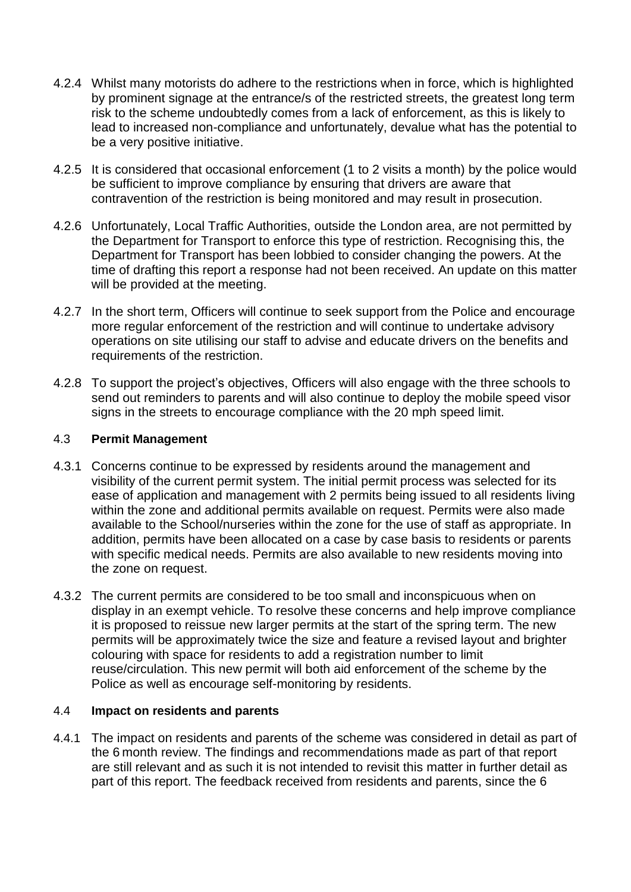4.2.4 Whilst many motorists do adhere to the restrictions when in force, which is highlighted by prominent signage at the entrance/s of the restricted streets, the greatest long term risk to the scheme undoubtedly comes from a lack of enforcement, as this is likely to lead to increased non-compliance and unfortunately, devalue what has the potential to be a very positive initiative.

4.2.5 It is considered that occasional enforcement (1 to 2 visits a month) by the police would be sufficient to improve compliance by ensuring that drivers are aware that contravention of the restriction is being monitored and may result in prosecution.

4.2.6 Unfortunately, Local Traffic Authorities, outside the London area, are not permitted by the Department for Transport to enforce this type of restriction. Recognising this, the Department for Transport has been lobbied to consider changing the powers. At the time of drafting this report a response had not been received. An update on this matter will be provided at the meeting.

4.2.7 In the short term, Officers will continue to seek support from the Police and encourage more regular enforcement of the restriction and will continue to undertake advisory operations on site utilising our staff to advise and educate drivers on the benefits and requirements of the restriction.

4.2.8 To support the project's objectives, Officers will also engage with the three schools to send out reminders to parents and will also continue to deploy the mobile speed visor signs in the streets to encourage compliance with the 20 mph speed limit.

### 4.3 **Permit Management**

4.3.1 Concerns continue to be expressed by residents around the management and visibility of the current permit system. The initial permit process was selected for its ease of application and management with 2 permits being issued to all residents living within the zone and additional permits available on request. Permits were also made available to the School/nurseries within the zone for the use of staff as appropriate. In addition, permits have been allocated on a case by case basis to residents or parents with specific medical needs. Permits are also available to new residents moving into the zone on request.

4.3.2 The current permits are considered to be too small and inconspicuous when on display in an exempt vehicle. To resolve these concerns and help improve compliance it is proposed to reissue new larger permits at the start of the spring term. The new permits will be approximately twice the size and feature a revised layout and brighter colouring with space for residents to add a registration number to limit reuse/circulation. This new permit will both aid enforcement of the scheme by the Police as well as encourage self-monitoring by residents.

### 4.4 **Impact on residents and parents**

4.4.1 The impact on residents and parents of the scheme was considered in detail as part of the 6 month review. The findings and recommendations made as part of that report are still relevant and as such it is not intended to revisit this matter in further detail as part of this report. The feedback received from residents and parents, since the 6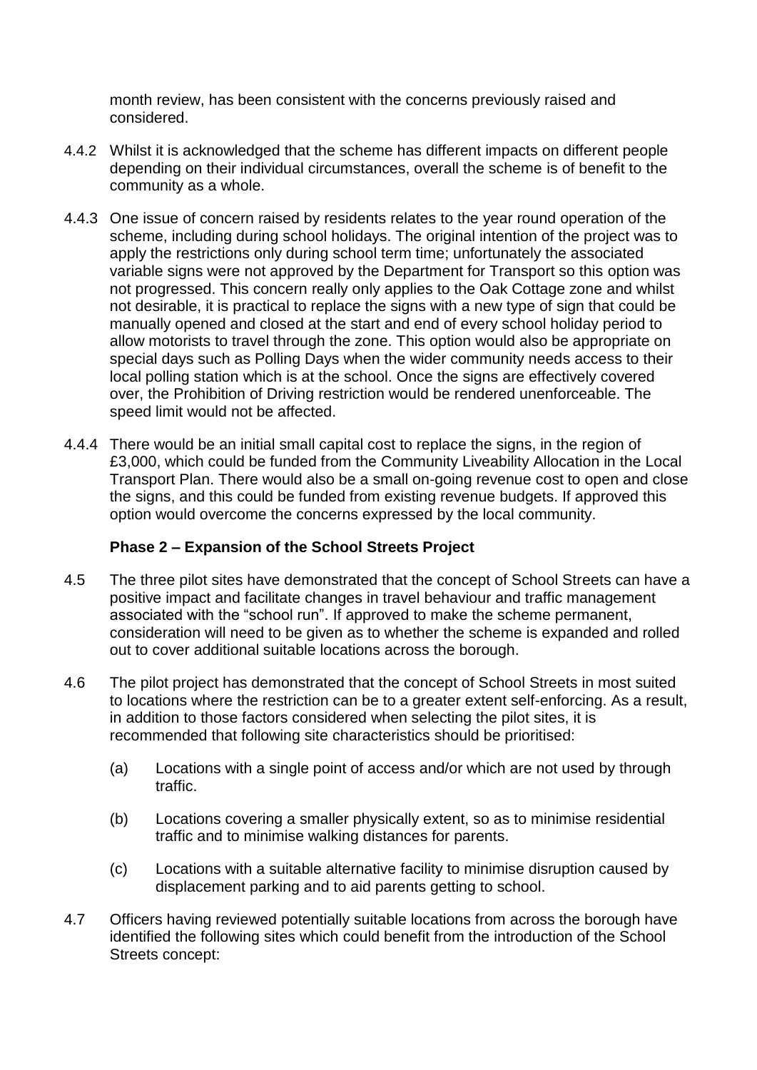month review, has been consistent with the concerns previously raised and considered.

4.4.2 Whilst it is acknowledged that the scheme has different impacts on different people depending on their individual circumstances, overall the scheme is of benefit to the community as a whole.

4.4.3 One issue of concern raised by residents relates to the year round operation of the scheme, including during school holidays. The original intention of the project was to apply the restrictions only during school term time; unfortunately the associated variable signs were not approved by the Department for Transport so this option was not progressed. This concern really only applies to the Oak Cottage zone and whilst not desirable, it is practical to replace the signs with a new type of sign that could be manually opened and closed at the start and end of every school holiday period to allow motorists to travel through the zone. This option would also be appropriate on special days such as Polling Days when the wider community needs access to their local polling station which is at the school. Once the signs are effectively covered over, the Prohibition of Driving restriction would be rendered unenforceable. The speed limit would not be affected.

4.4.4 There would be an initial small capital cost to replace the signs, in the region of £3,000, which could be funded from the Community Liveability Allocation in the Local Transport Plan. There would also be a small on-going revenue cost to open and close the signs, and this could be funded from existing revenue budgets. If approved this option would overcome the concerns expressed by the local community.

**Phase 2 – Expansion of the School Streets Project**

4.5 The three pilot sites have demonstrated that the concept of School Streets can have a positive impact and facilitate changes in travel behaviour and traffic management associated with the "school run". If approved to make the scheme permanent, consideration will need to be given as to whether the scheme is expanded and rolled out to cover additional suitable locations across the borough.

4.6 The pilot project has demonstrated that the concept of School Streets in most suited to locations where the restriction can be to a greater extent self-enforcing. As a result, in addition to those factors considered when selecting the pilot sites, it is recommended that following site characteristics should be prioritised:

(a) Locations with a single point of access and/or which are not used by through traffic.

(b) Locations covering a smaller physically extent, so as to minimise residential traffic and to minimise walking distances for parents.

(c) Locations with a suitable alternative facility to minimise disruption caused by displacement parking and to aid parents getting to school.

4.7 Officers having reviewed potentially suitable locations from across the borough have identified the following sites which could benefit from the introduction of the School Streets concept: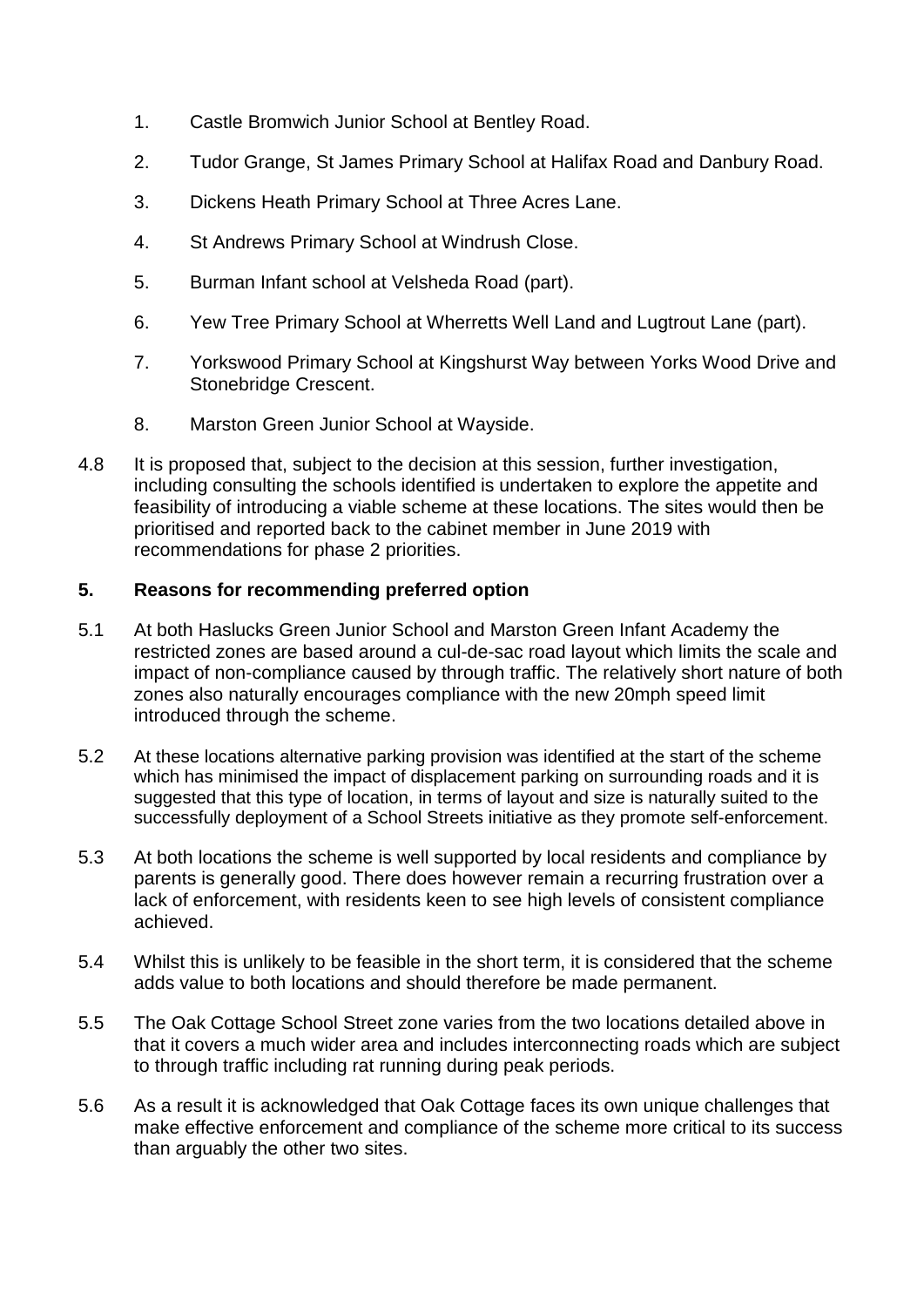1. Castle Bromwich Junior School at Bentley Road.
2. Tudor Grange, St James Primary School at Halifax Road and Danbury Road.
3. Dickens Heath Primary School at Three Acres Lane.
4. St Andrews Primary School at Windrush Close.
5. Burman Infant school at Velsheda Road (part).
6. Yew Tree Primary School at Wherretts Well Land and Lugtrout Lane (part).
7. Yorkswood Primary School at Kingshurst Way between Yorks Wood Drive and Stonebridge Crescent.
8. Marston Green Junior School at Wayside.

4.8 It is proposed that, subject to the decision at this session, further investigation, including consulting the schools identified is undertaken to explore the appetite and feasibility of introducing a viable scheme at these locations. The sites would then be prioritised and reported back to the cabinet member in June 2019 with recommendations for phase 2 priorities.

## 5. Reasons for recommending preferred option

5.1 At both Haslucks Green Junior School and Marston Green Infant Academy the restricted zones are based around a cul-de-sac road layout which limits the scale and impact of non-compliance caused by through traffic. The relatively short nature of both zones also naturally encourages compliance with the new 20mph speed limit introduced through the scheme.

5.2 At these locations alternative parking provision was identified at the start of the scheme which has minimised the impact of displacement parking on surrounding roads and it is suggested that this type of location, in terms of layout and size is naturally suited to the successfully deployment of a School Streets initiative as they promote self-enforcement.

5.3 At both locations the scheme is well supported by local residents and compliance by parents is generally good. There does however remain a recurring frustration over a lack of enforcement, with residents keen to see high levels of consistent compliance achieved.

5.4 Whilst this is unlikely to be feasible in the short term, it is considered that the scheme adds value to both locations and should therefore be made permanent.

5.5 The Oak Cottage School Street zone varies from the two locations detailed above in that it covers a much wider area and includes interconnecting roads which are subject to through traffic including rat running during peak periods.

5.6 As a result it is acknowledged that Oak Cottage faces its own unique challenges that make effective enforcement and compliance of the scheme more critical to its success than arguably the other two sites.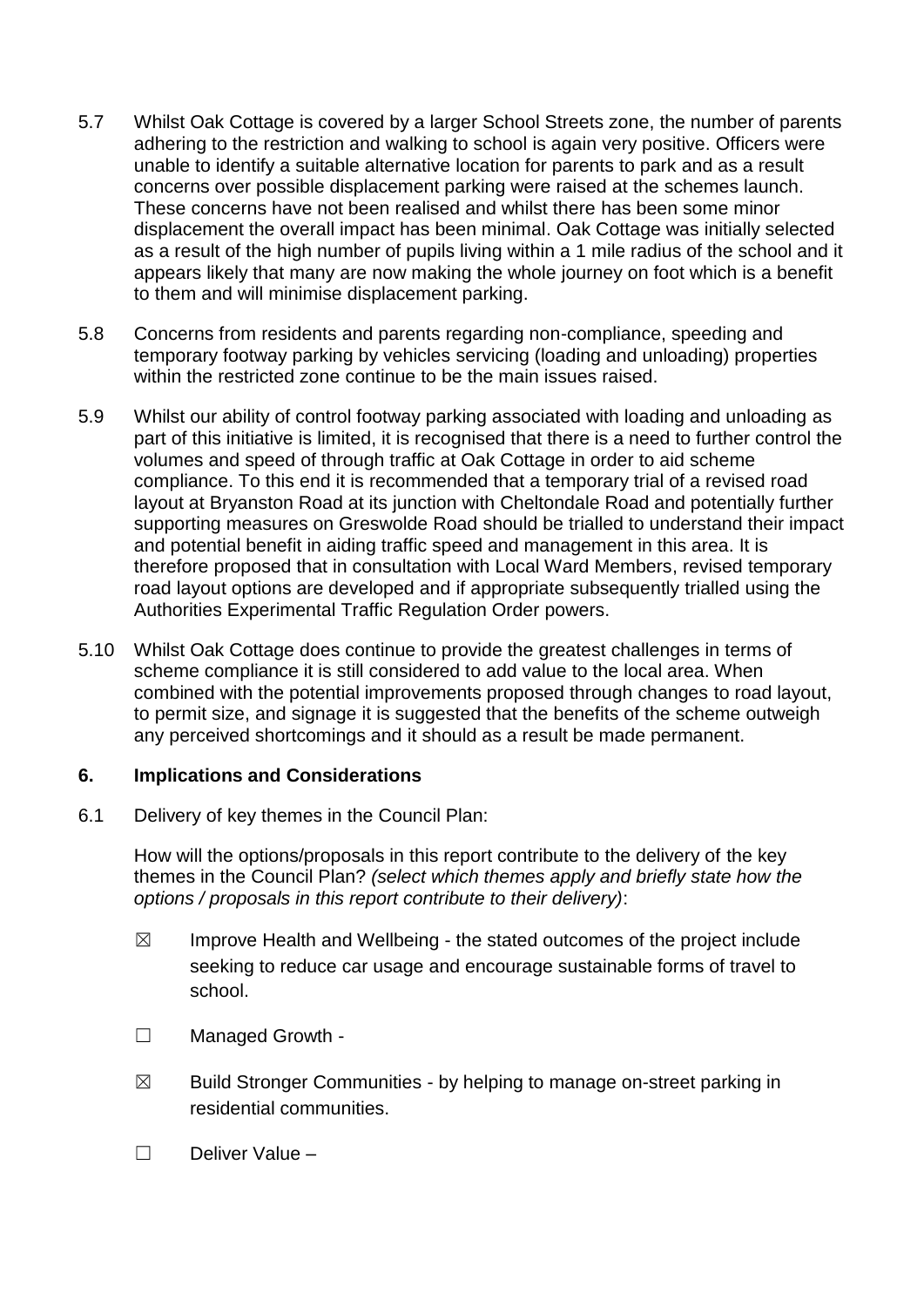5.7 Whilst Oak Cottage is covered by a larger School Streets zone, the number of parents adhering to the restriction and walking to school is again very positive. Officers were unable to identify a suitable alternative location for parents to park and as a result concerns over possible displacement parking were raised at the schemes launch. These concerns have not been realised and whilst there has been some minor displacement the overall impact has been minimal. Oak Cottage was initially selected as a result of the high number of pupils living within a 1 mile radius of the school and it appears likely that many are now making the whole journey on foot which is a benefit to them and will minimise displacement parking.

5.8 Concerns from residents and parents regarding non-compliance, speeding and temporary footway parking by vehicles servicing (loading and unloading) properties within the restricted zone continue to be the main issues raised.

5.9 Whilst our ability of control footway parking associated with loading and unloading as part of this initiative is limited, it is recognised that there is a need to further control the volumes and speed of through traffic at Oak Cottage in order to aid scheme compliance. To this end it is recommended that a temporary trial of a revised road layout at Bryanston Road at its junction with Cheltondale Road and potentially further supporting measures on Greswolde Road should be trialled to understand their impact and potential benefit in aiding traffic speed and management in this area. It is therefore proposed that in consultation with Local Ward Members, revised temporary road layout options are developed and if appropriate subsequently trialled using the Authorities Experimental Traffic Regulation Order powers.

5.10 Whilst Oak Cottage does continue to provide the greatest challenges in terms of scheme compliance it is still considered to add value to the local area. When combined with the potential improvements proposed through changes to road layout, to permit size, and signage it is suggested that the benefits of the scheme outweigh any perceived shortcomings and it should as a result be made permanent.

## 6. Implications and Considerations

6.1 Delivery of key themes in the Council Plan:

How will the options/proposals in this report contribute to the delivery of the key themes in the Council Plan? *(select which themes apply and briefly state how the options / proposals in this report contribute to their delivery)*:

☒ Improve Health and Wellbeing - the stated outcomes of the project include seeking to reduce car usage and encourage sustainable forms of travel to school.

☐ Managed Growth -

☒ Build Stronger Communities - by helping to manage on-street parking in residential communities.

☐ Deliver Value –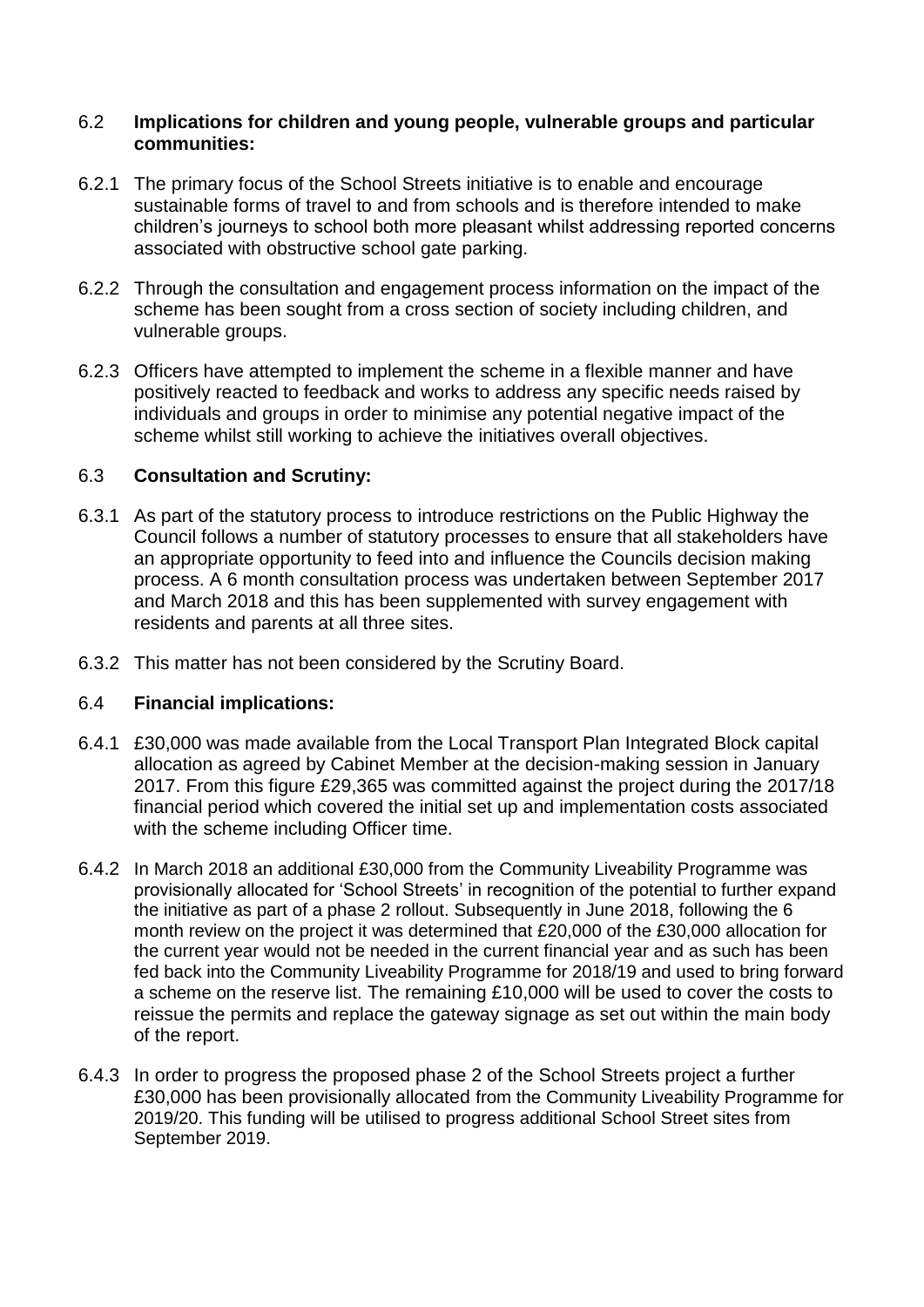## 6.2 Implications for children and young people, vulnerable groups and particular communities:

6.2.1 The primary focus of the School Streets initiative is to enable and encourage sustainable forms of travel to and from schools and is therefore intended to make children's journeys to school both more pleasant whilst addressing reported concerns associated with obstructive school gate parking.

6.2.2 Through the consultation and engagement process information on the impact of the scheme has been sought from a cross section of society including children, and vulnerable groups.

6.2.3 Officers have attempted to implement the scheme in a flexible manner and have positively reacted to feedback and works to address any specific needs raised by individuals and groups in order to minimise any potential negative impact of the scheme whilst still working to achieve the initiatives overall objectives.

## 6.3 Consultation and Scrutiny:

6.3.1 As part of the statutory process to introduce restrictions on the Public Highway the Council follows a number of statutory processes to ensure that all stakeholders have an appropriate opportunity to feed into and influence the Councils decision making process. A 6 month consultation process was undertaken between September 2017 and March 2018 and this has been supplemented with survey engagement with residents and parents at all three sites.

6.3.2 This matter has not been considered by the Scrutiny Board.

## 6.4 Financial implications:

6.4.1 £30,000 was made available from the Local Transport Plan Integrated Block capital allocation as agreed by Cabinet Member at the decision-making session in January 2017. From this figure £29,365 was committed against the project during the 2017/18 financial period which covered the initial set up and implementation costs associated with the scheme including Officer time.

6.4.2 In March 2018 an additional £30,000 from the Community Liveability Programme was provisionally allocated for 'School Streets' in recognition of the potential to further expand the initiative as part of a phase 2 rollout. Subsequently in June 2018, following the 6 month review on the project it was determined that £20,000 of the £30,000 allocation for the current year would not be needed in the current financial year and as such has been fed back into the Community Liveability Programme for 2018/19 and used to bring forward a scheme on the reserve list. The remaining £10,000 will be used to cover the costs to reissue the permits and replace the gateway signage as set out within the main body of the report.

6.4.3 In order to progress the proposed phase 2 of the School Streets project a further £30,000 has been provisionally allocated from the Community Liveability Programme for 2019/20. This funding will be utilised to progress additional School Street sites from September 2019.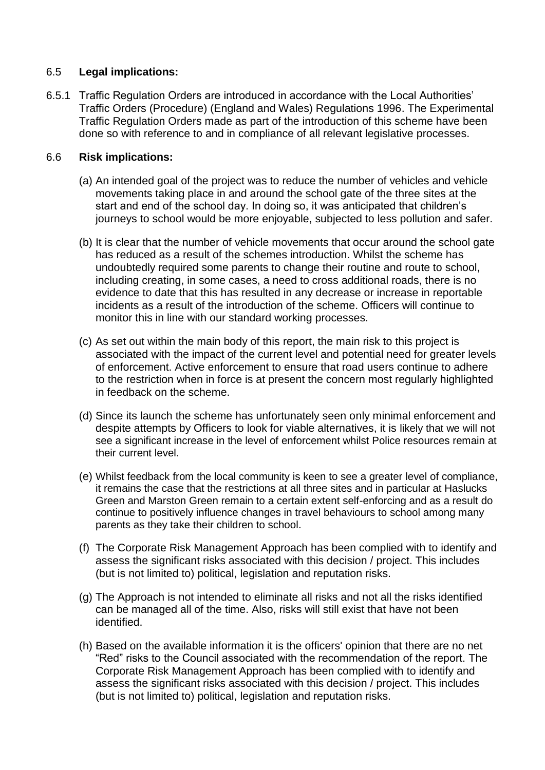### 6.5 **Legal implications:**

6.5.1 Traffic Regulation Orders are introduced in accordance with the Local Authorities' Traffic Orders (Procedure) (England and Wales) Regulations 1996. The Experimental Traffic Regulation Orders made as part of the introduction of this scheme have been done so with reference to and in compliance of all relevant legislative processes.

### 6.6 **Risk implications:**

(a) An intended goal of the project was to reduce the number of vehicles and vehicle movements taking place in and around the school gate of the three sites at the start and end of the school day. In doing so, it was anticipated that children's journeys to school would be more enjoyable, subjected to less pollution and safer.

(b) It is clear that the number of vehicle movements that occur around the school gate has reduced as a result of the schemes introduction. Whilst the scheme has undoubtedly required some parents to change their routine and route to school, including creating, in some cases, a need to cross additional roads, there is no evidence to date that this has resulted in any decrease or increase in reportable incidents as a result of the introduction of the scheme. Officers will continue to monitor this in line with our standard working processes.

(c) As set out within the main body of this report, the main risk to this project is associated with the impact of the current level and potential need for greater levels of enforcement. Active enforcement to ensure that road users continue to adhere to the restriction when in force is at present the concern most regularly highlighted in feedback on the scheme.

(d) Since its launch the scheme has unfortunately seen only minimal enforcement and despite attempts by Officers to look for viable alternatives, it is likely that we will not see a significant increase in the level of enforcement whilst Police resources remain at their current level.

(e) Whilst feedback from the local community is keen to see a greater level of compliance, it remains the case that the restrictions at all three sites and in particular at Haslucks Green and Marston Green remain to a certain extent self-enforcing and as a result do continue to positively influence changes in travel behaviours to school among many parents as they take their children to school.

(f) The Corporate Risk Management Approach has been complied with to identify and assess the significant risks associated with this decision / project. This includes (but is not limited to) political, legislation and reputation risks.

(g) The Approach is not intended to eliminate all risks and not all the risks identified can be managed all of the time. Also, risks will still exist that have not been identified.

(h) Based on the available information it is the officers' opinion that there are no net "Red" risks to the Council associated with the recommendation of the report. The Corporate Risk Management Approach has been complied with to identify and assess the significant risks associated with this decision / project. This includes (but is not limited to) political, legislation and reputation risks.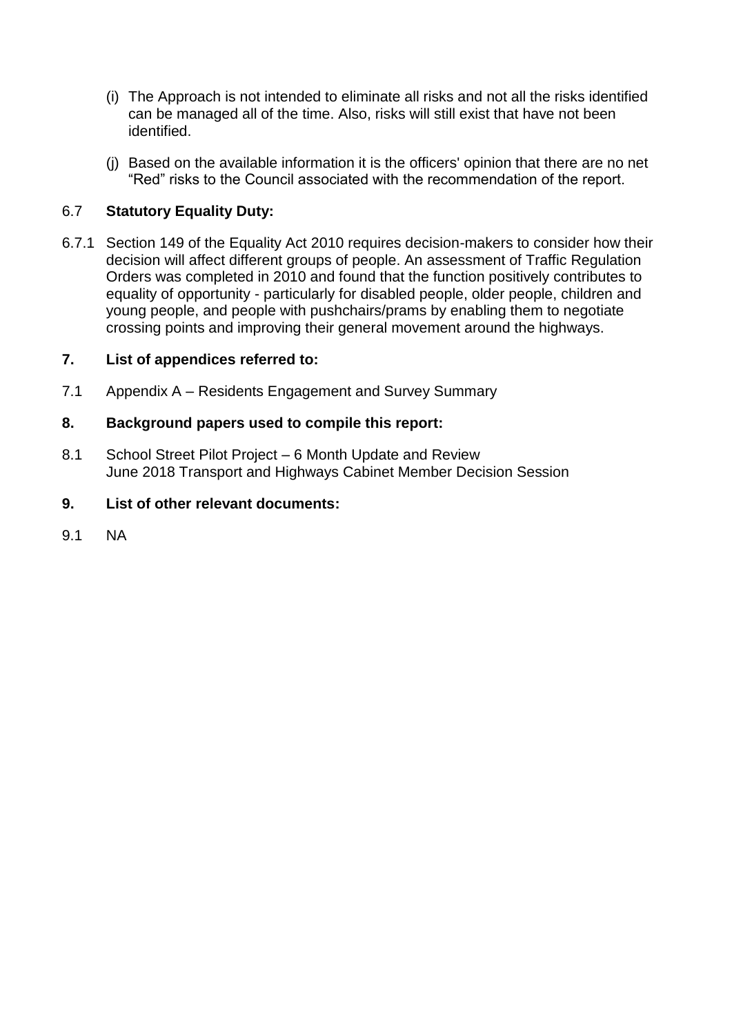(i) The Approach is not intended to eliminate all risks and not all the risks identified can be managed all of the time. Also, risks will still exist that have not been identified.

(j) Based on the available information it is the officers' opinion that there are no net "Red" risks to the Council associated with the recommendation of the report.

6.7 **Statutory Equality Duty:**

6.7.1 Section 149 of the Equality Act 2010 requires decision-makers to consider how their decision will affect different groups of people. An assessment of Traffic Regulation Orders was completed in 2010 and found that the function positively contributes to equality of opportunity - particularly for disabled people, older people, children and young people, and people with pushchairs/prams by enabling them to negotiate crossing points and improving their general movement around the highways.

## 7. List of appendices referred to:

7.1 Appendix A – Residents Engagement and Survey Summary

## 8. Background papers used to compile this report:

8.1 School Street Pilot Project – 6 Month Update and Review
June 2018 Transport and Highways Cabinet Member Decision Session

## 9. List of other relevant documents:

9.1 NA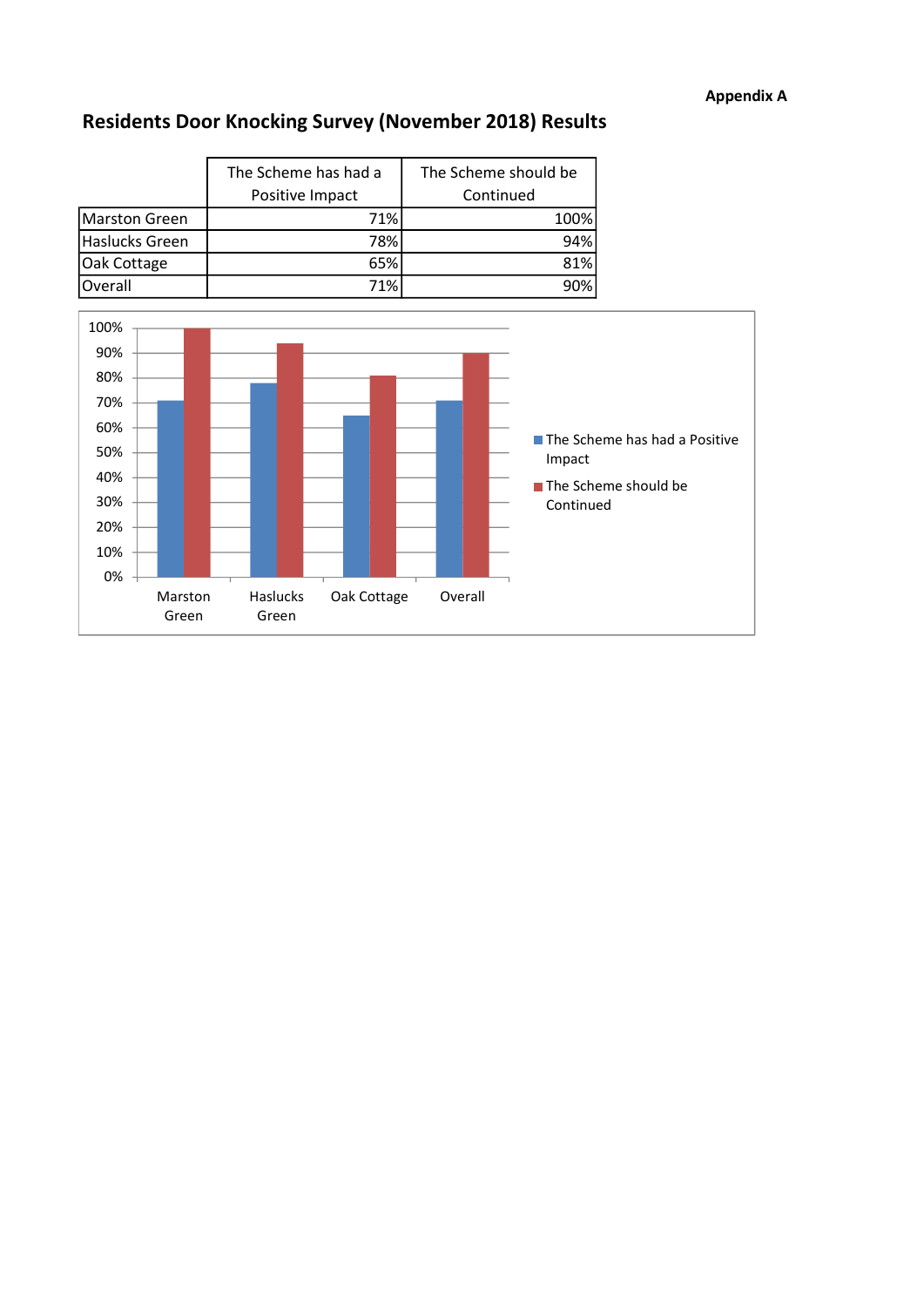**Appendix A**

## Residents Door Knocking Survey (November 2018) Results

| | The Scheme has had a Positive Impact | The Scheme should be Continued |
|---|---|---|
| Marston Green | 71% | 100% |
| Haslucks Green | 78% | 94% |
| Oak Cottage | 65% | 81% |
| Overall | 71% | 90% |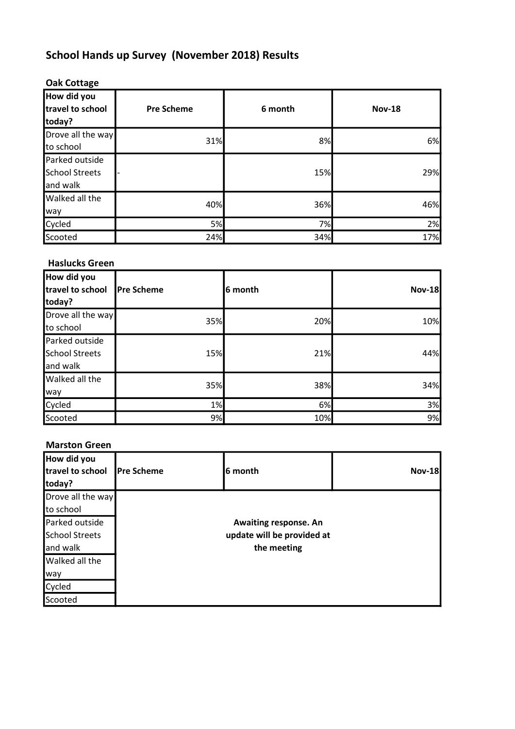# School Hands up Survey (November 2018) Results

### Oak Cottage

| How did you travel to school today? | Pre Scheme | 6 month | Nov-18 |
|---|---|---|---|
| Drove all the way to school | 31% | 8% | 6% |
| Parked outside School Streets and walk | - | 15% | 29% |
| Walked all the way | 40% | 36% | 46% |
| Cycled | 5% | 7% | 2% |
| Scooted | 24% | 34% | 17% |

### Haslucks Green

| How did you travel to school today? | Pre Scheme | 6 month | Nov-18 |
|---|---|---|---|
| Drove all the way to school | 35% | 20% | 10% |
| Parked outside School Streets and walk | 15% | 21% | 44% |
| Walked all the way | 35% | 38% | 34% |
| Cycled | 1% | 6% | 3% |
| Scooted | 9% | 10% | 9% |

### Marston Green

| How did you travel to school today? | Pre Scheme | 6 month | Nov-18 |
|---|---|---|---|
| Drove all the way to school | **Awaiting response. An update will be provided at the meeting** | | |
| Parked outside School Streets and walk | | | |
| Walked all the way | | | |
| Cycled | | | |
| Scooted | | | |